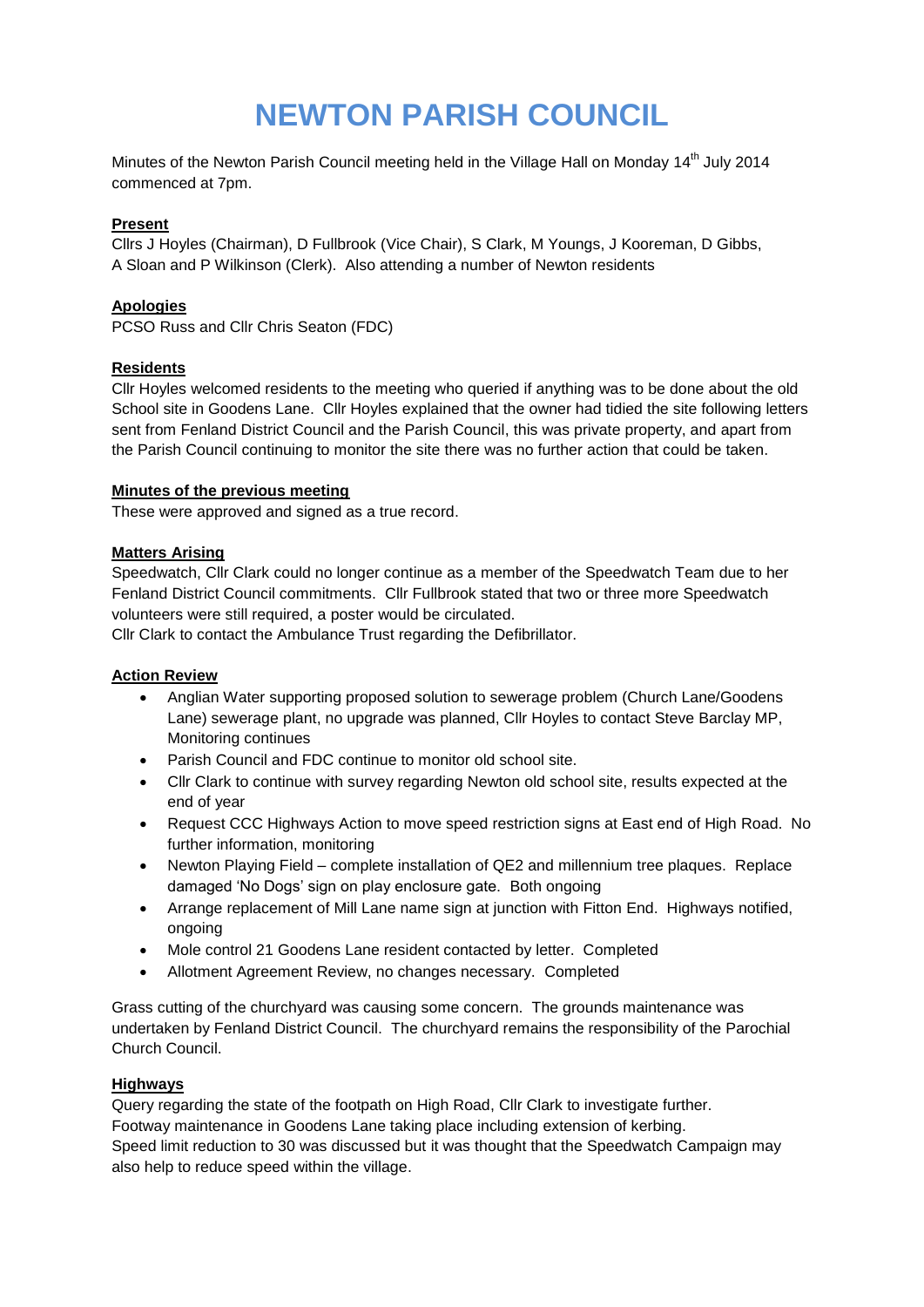# NEWTON PARISH COUNCIL

Minutes of the Newton Parish Council meeting held in the Village Hall on Monday 14th July 2014 commenced at 7pm.

**Present**

Cllrs J Hoyles (Chairman), D Fullbrook (Vice Chair), S Clark, M Youngs, J Kooreman, D Gibbs, A Sloan and P Wilkinson (Clerk). Also attending a number of Newton residents

**Apologies**

PCSO Russ and Cllr Chris Seaton (FDC)

**Residents**

Cllr Hoyles welcomed residents to the meeting who queried if anything was to be done about the old School site in Goodens Lane. Cllr Hoyles explained that the owner had tidied the site following letters sent from Fenland District Council and the Parish Council, this was private property, and apart from the Parish Council continuing to monitor the site there was no further action that could be taken.

**Minutes of the previous meeting**

These were approved and signed as a true record.

**Matters Arising**

Speedwatch, Cllr Clark could no longer continue as a member of the Speedwatch Team due to her Fenland District Council commitments. Cllr Fullbrook stated that two or three more Speedwatch volunteers were still required, a poster would be circulated.
Cllr Clark to contact the Ambulance Trust regarding the Defibrillator.

**Action Review**

- Anglian Water supporting proposed solution to sewerage problem (Church Lane/Goodens Lane) sewerage plant, no upgrade was planned, Cllr Hoyles to contact Steve Barclay MP, Monitoring continues
- Parish Council and FDC continue to monitor old school site.
- Cllr Clark to continue with survey regarding Newton old school site, results expected at the end of year
- Request CCC Highways Action to move speed restriction signs at East end of High Road. No further information, monitoring
- Newton Playing Field – complete installation of QE2 and millennium tree plaques. Replace damaged 'No Dogs' sign on play enclosure gate. Both ongoing
- Arrange replacement of Mill Lane name sign at junction with Fitton End. Highways notified, ongoing
- Mole control 21 Goodens Lane resident contacted by letter. Completed
- Allotment Agreement Review, no changes necessary. Completed

Grass cutting of the churchyard was causing some concern. The grounds maintenance was undertaken by Fenland District Council. The churchyard remains the responsibility of the Parochial Church Council.

**Highways**

Query regarding the state of the footpath on High Road, Cllr Clark to investigate further.
Footway maintenance in Goodens Lane taking place including extension of kerbing.
Speed limit reduction to 30 was discussed but it was thought that the Speedwatch Campaign may also help to reduce speed within the village.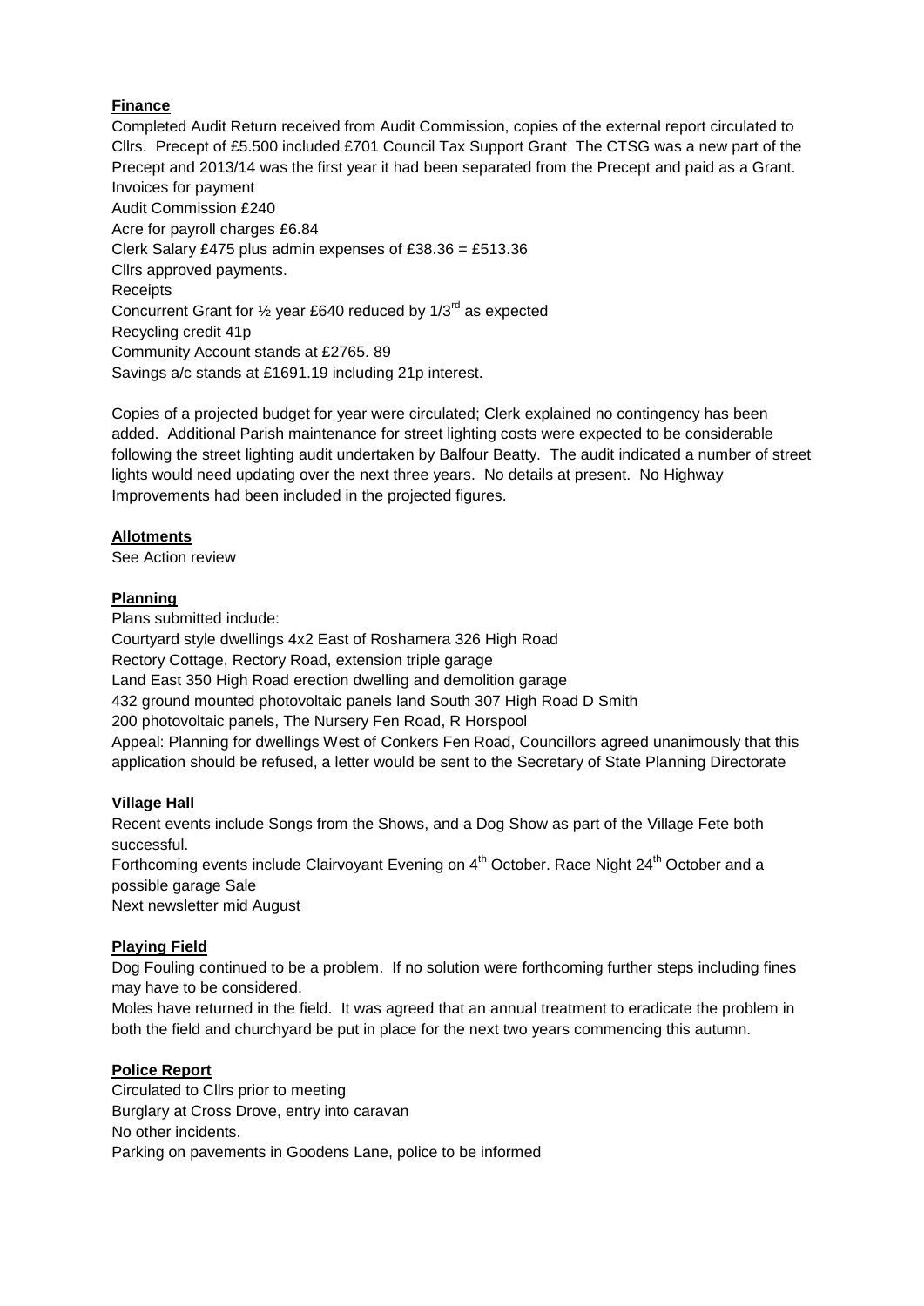**Finance**

Completed Audit Return received from Audit Commission, copies of the external report circulated to Cllrs. Precept of £5.500 included £701 Council Tax Support Grant The CTSG was a new part of the Precept and 2013/14 was the first year it had been separated from the Precept and paid as a Grant.

Invoices for payment

Audit Commission £240

Acre for payroll charges £6.84

Clerk Salary £475 plus admin expenses of £38.36 = £513.36

Cllrs approved payments.

Receipts

Concurrent Grant for ½ year £640 reduced by 1/3rd as expected

Recycling credit 41p

Community Account stands at £2765. 89

Savings a/c stands at £1691.19 including 21p interest.

Copies of a projected budget for year were circulated; Clerk explained no contingency has been added. Additional Parish maintenance for street lighting costs were expected to be considerable following the street lighting audit undertaken by Balfour Beatty. The audit indicated a number of street lights would need updating over the next three years. No details at present. No Highway Improvements had been included in the projected figures.

**Allotments**

See Action review

**Planning**

Plans submitted include:

Courtyard style dwellings 4x2 East of Roshamera 326 High Road

Rectory Cottage, Rectory Road, extension triple garage

Land East 350 High Road erection dwelling and demolition garage

432 ground mounted photovoltaic panels land South 307 High Road D Smith

200 photovoltaic panels, The Nursery Fen Road, R Horspool

Appeal: Planning for dwellings West of Conkers Fen Road, Councillors agreed unanimously that this application should be refused, a letter would be sent to the Secretary of State Planning Directorate

**Village Hall**

Recent events include Songs from the Shows, and a Dog Show as part of the Village Fete both successful.

Forthcoming events include Clairvoyant Evening on 4th October. Race Night 24th October and a possible garage Sale

Next newsletter mid August

**Playing Field**

Dog Fouling continued to be a problem. If no solution were forthcoming further steps including fines may have to be considered.

Moles have returned in the field. It was agreed that an annual treatment to eradicate the problem in both the field and churchyard be put in place for the next two years commencing this autumn.

**Police Report**

Circulated to Cllrs prior to meeting

Burglary at Cross Drove, entry into caravan

No other incidents.

Parking on pavements in Goodens Lane, police to be informed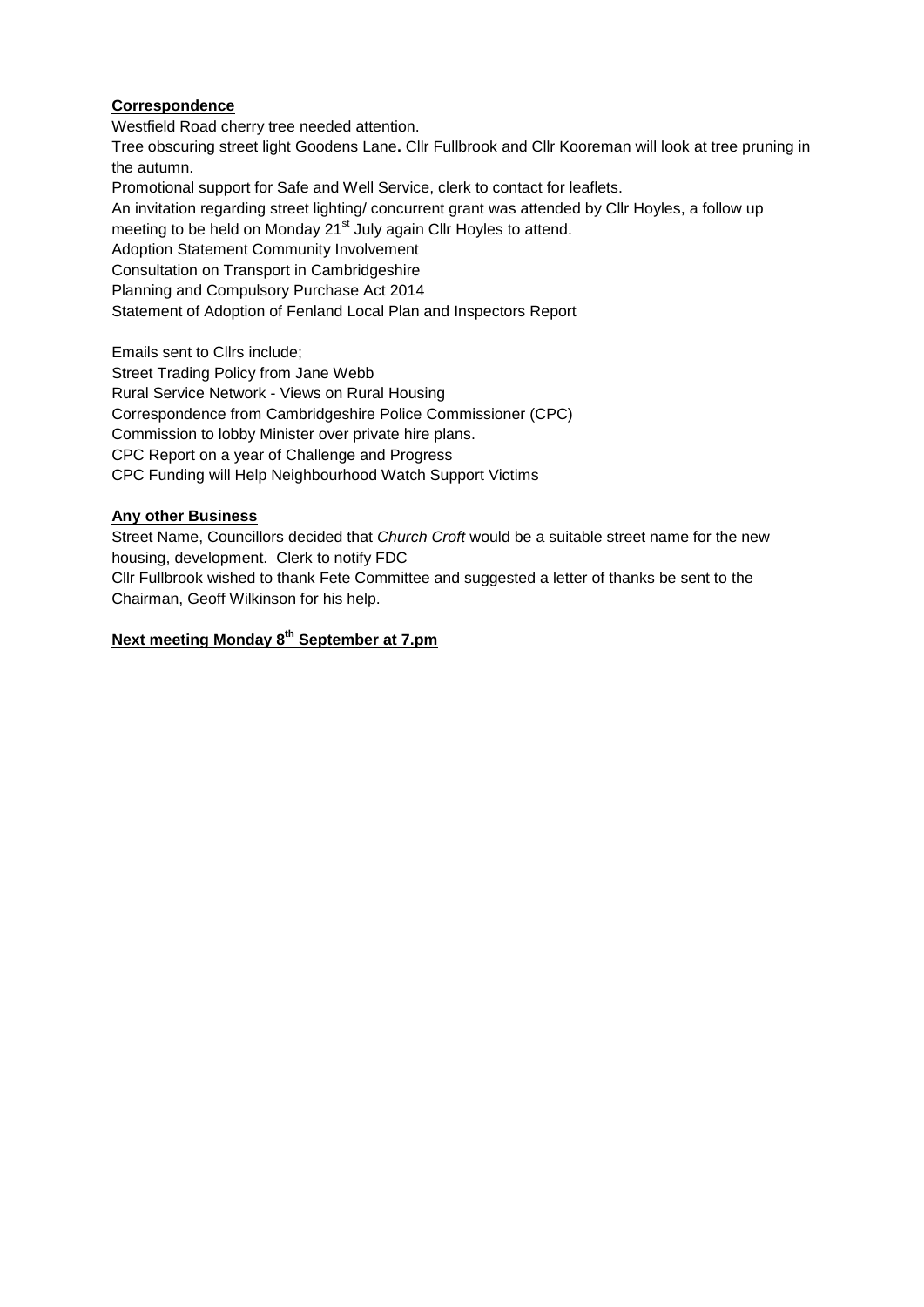**Correspondence**

Westfield Road cherry tree needed attention.

Tree obscuring street light Goodens Lane**.** Cllr Fullbrook and Cllr Kooreman will look at tree pruning in the autumn.

Promotional support for Safe and Well Service, clerk to contact for leaflets.

An invitation regarding street lighting/ concurrent grant was attended by Cllr Hoyles, a follow up meeting to be held on Monday 21st July again Cllr Hoyles to attend.

Adoption Statement Community Involvement

Consultation on Transport in Cambridgeshire

Planning and Compulsory Purchase Act 2014

Statement of Adoption of Fenland Local Plan and Inspectors Report

Emails sent to Cllrs include;

Street Trading Policy from Jane Webb

Rural Service Network - Views on Rural Housing

Correspondence from Cambridgeshire Police Commissioner (CPC)

Commission to lobby Minister over private hire plans.

CPC Report on a year of Challenge and Progress

CPC Funding will Help Neighbourhood Watch Support Victims

**Any other Business**

Street Name, Councillors decided that *Church Croft* would be a suitable street name for the new housing, development. Clerk to notify FDC

Cllr Fullbrook wished to thank Fete Committee and suggested a letter of thanks be sent to the Chairman, Geoff Wilkinson for his help.

**Next meeting Monday 8th September at 7.pm**